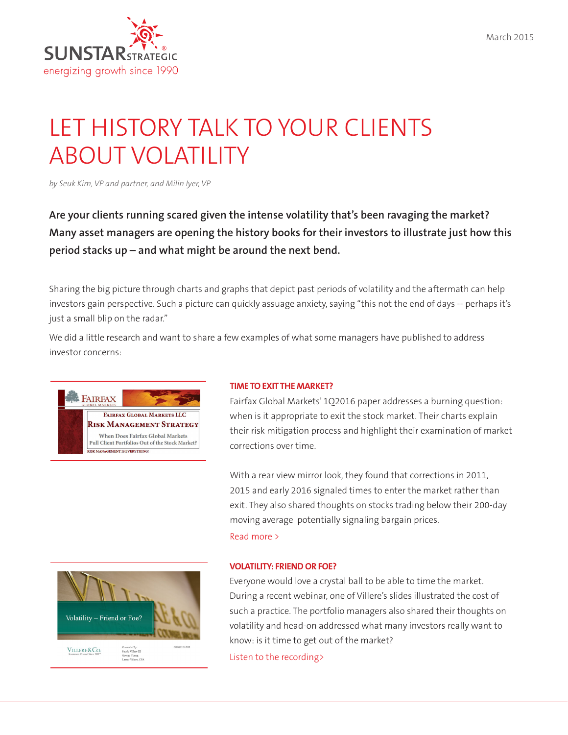SUNSTAR STRATEGIC®
energizing growth since 1990

March 2015

# LET HISTORY TALK TO YOUR CLIENTS ABOUT VOLATILITY

*by Seuk Kim, VP and partner, and Milin Iyer, VP*

**Are your clients running scared given the intense volatility that's been ravaging the market? Many asset managers are opening the history books for their investors to illustrate just how this period stacks up – and what might be around the next bend.**

Sharing the big picture through charts and graphs that depict past periods of volatility and the aftermath can help investors gain perspective. Such a picture can quickly assuage anxiety, saying "this not the end of days -- perhaps it's just a small blip on the radar."

We did a little research and want to share a few examples of what some managers have published to address investor concerns:

FAIRFAX GLOBAL MARKETS
FAIRFAX GLOBAL MARKETS LLC
RISK MANAGEMENT STRATEGY
When Does Fairfax Global Markets Pull Client Portfolios Out of the Stock Market?
RISK MANAGEMENT IS EVERYTHING!

### TIME TO EXIT THE MARKET?

Fairfax Global Markets' 1Q2016 paper addresses a burning question: when is it appropriate to exit the stock market. Their charts explain their risk mitigation process and highlight their examination of market corrections over time.

With a rear view mirror look, they found that corrections in 2011, 2015 and early 2016 signaled times to enter the market rather than exit. They also shared thoughts on stocks trading below their 200-day moving average potentially signaling bargain prices.

Read more >

Volatility – Friend or Foe?
VILLERE&CO.

### VOLATILITY: FRIEND OR FOE?

Everyone would love a crystal ball to be able to time the market. During a recent webinar, one of Villere's slides illustrated the cost of such a practice. The portfolio managers also shared their thoughts on volatility and head-on addressed what many investors really want to know: is it time to get out of the market?

Listen to the recording>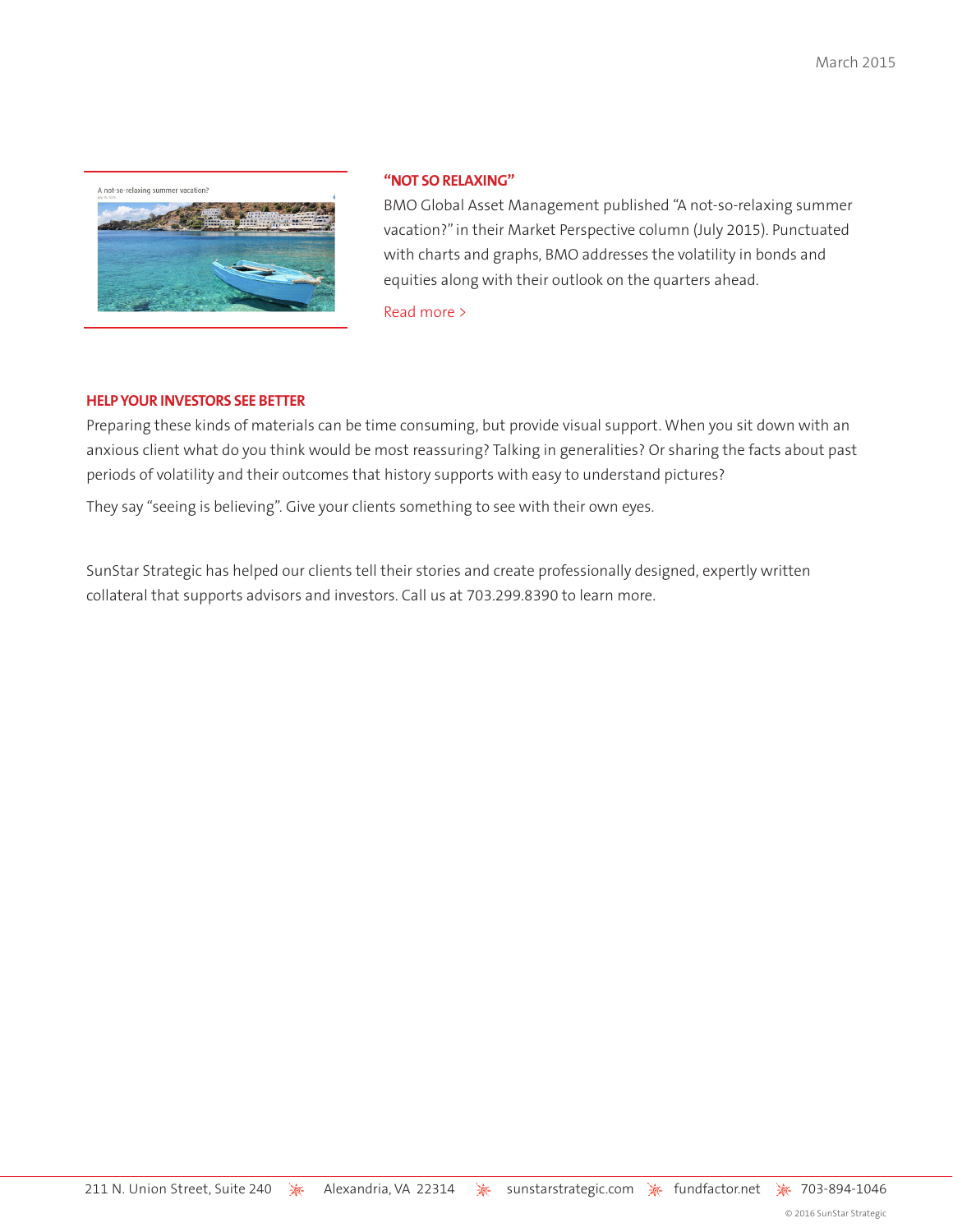## "NOT SO RELAXING"

BMO Global Asset Management published "A not-so-relaxing summer vacation?" in their Market Perspective column (July 2015). Punctuated with charts and graphs, BMO addresses the volatility in bonds and equities along with their outlook on the quarters ahead.

Read more >

## HELP YOUR INVESTORS SEE BETTER

Preparing these kinds of materials can be time consuming, but provide visual support. When you sit down with an anxious client what do you think would be most reassuring? Talking in generalities? Or sharing the facts about past periods of volatility and their outcomes that history supports with easy to understand pictures?

They say "seeing is believing". Give your clients something to see with their own eyes.

SunStar Strategic has helped our clients tell their stories and create professionally designed, expertly written collateral that supports advisors and investors. Call us at 703.299.8390 to learn more.